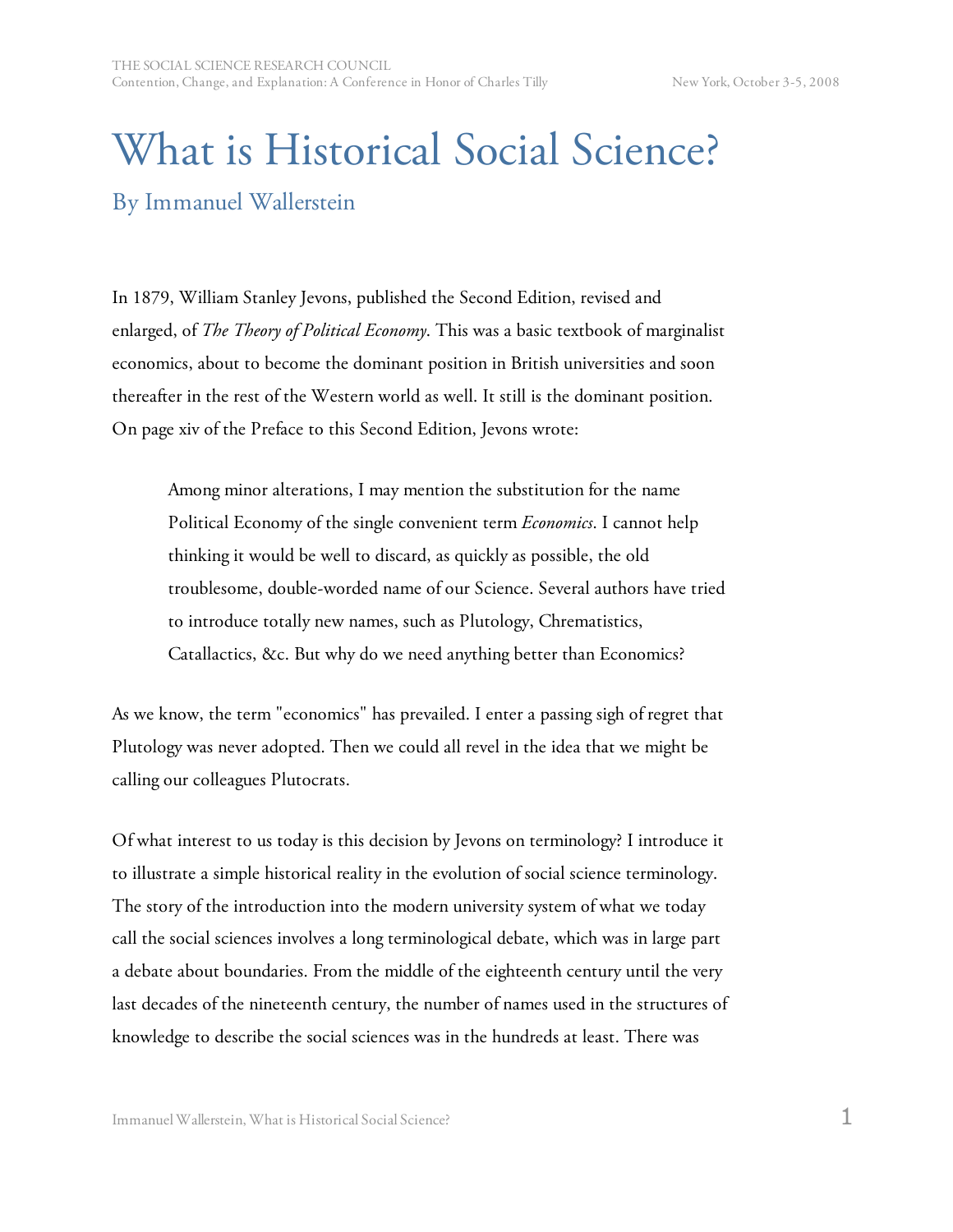# What is Historical Social Science?

## By Immanuel Wallerstein

In 1879, William Stanley Jevons, published the Second Edition, revised and enlarged, of *The Theory of Political Economy*. This was a basic textbook of marginalist economics, about to become the dominant position in British universities and soon thereafter in the rest of the Western world as well. It still is the dominant position. On page xiv of the Preface to this Second Edition, Jevons wrote:

> Among minor alterations, I may mention the substitution for the name Political Economy of the single convenient term *Economics*. I cannot help thinking it would be well to discard, as quickly as possible, the old troublesome, double-worded name of our Science. Several authors have tried to introduce totally new names, such as Plutology, Chrematistics, Catallactics, &c. But why do we need anything better than Economics?

As we know, the term "economics" has prevailed. I enter a passing sigh of regret that Plutology was never adopted. Then we could all revel in the idea that we might be calling our colleagues Plutocrats.

Of what interest to us today is this decision by Jevons on terminology? I introduce it to illustrate a simple historical reality in the evolution of social science terminology. The story of the introduction into the modern university system of what we today call the social sciences involves a long terminological debate, which was in large part a debate about boundaries. From the middle of the eighteenth century until the very last decades of the nineteenth century, the number of names used in the structures of knowledge to describe the social sciences was in the hundreds at least. There was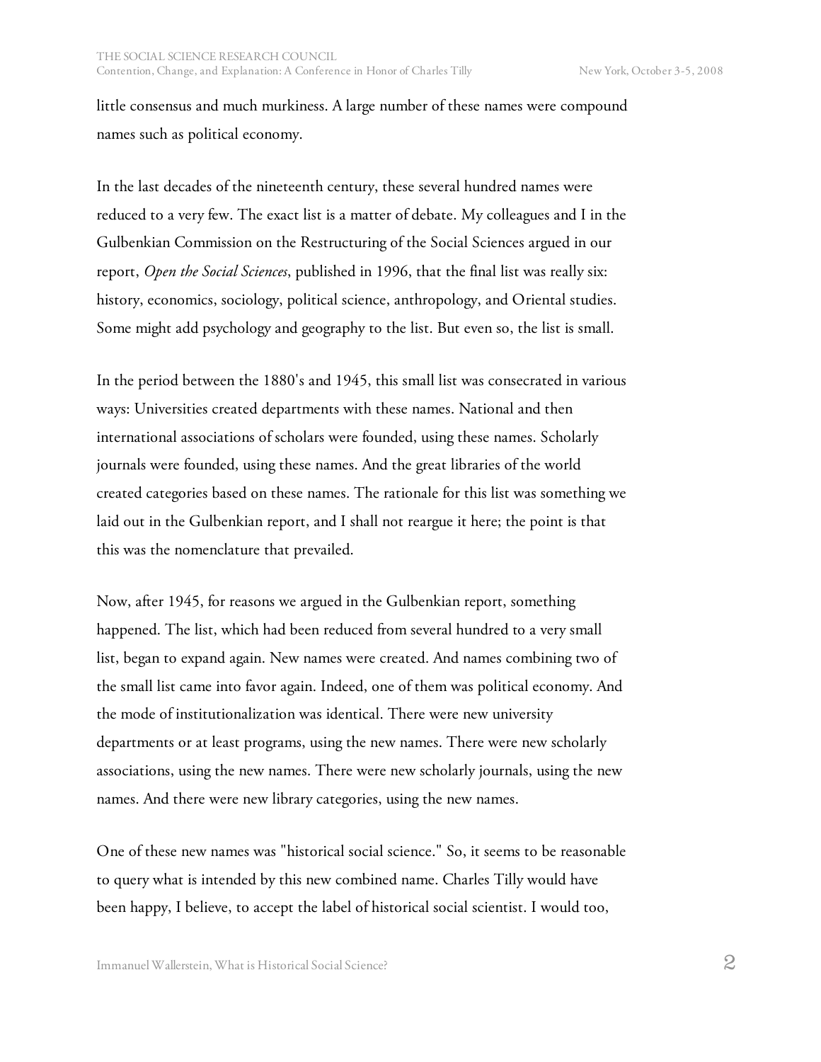little consensus and much murkiness. A large number of these names were compound names such as political economy.

In the last decades of the nineteenth century, these several hundred names were reduced to a very few. The exact list is a matter of debate. My colleagues and I in the Gulbenkian Commission on the Restructuring of the Social Sciences argued in our report, *Open the Social Sciences*, published in 1996, that the final list was really six: history, economics, sociology, political science, anthropology, and Oriental studies. Some might add psychology and geography to the list. But even so, the list is small.

In the period between the 1880's and 1945, this small list was consecrated in various ways: Universities created departments with these names. National and then international associations of scholars were founded, using these names. Scholarly journals were founded, using these names. And the great libraries of the world created categories based on these names. The rationale for this list was something we laid out in the Gulbenkian report, and I shall not reargue it here; the point is that this was the nomenclature that prevailed.

Now, after 1945, for reasons we argued in the Gulbenkian report, something happened. The list, which had been reduced from several hundred to a very small list, began to expand again. New names were created. And names combining two of the small list came into favor again. Indeed, one of them was political economy. And the mode of institutionalization was identical. There were new university departments or at least programs, using the new names. There were new scholarly associations, using the new names. There were new scholarly journals, using the new names. And there were new library categories, using the new names.

One of these new names was "historical social science." So, it seems to be reasonable to query what is intended by this new combined name. Charles Tilly would have been happy, I believe, to accept the label of historical social scientist. I would too,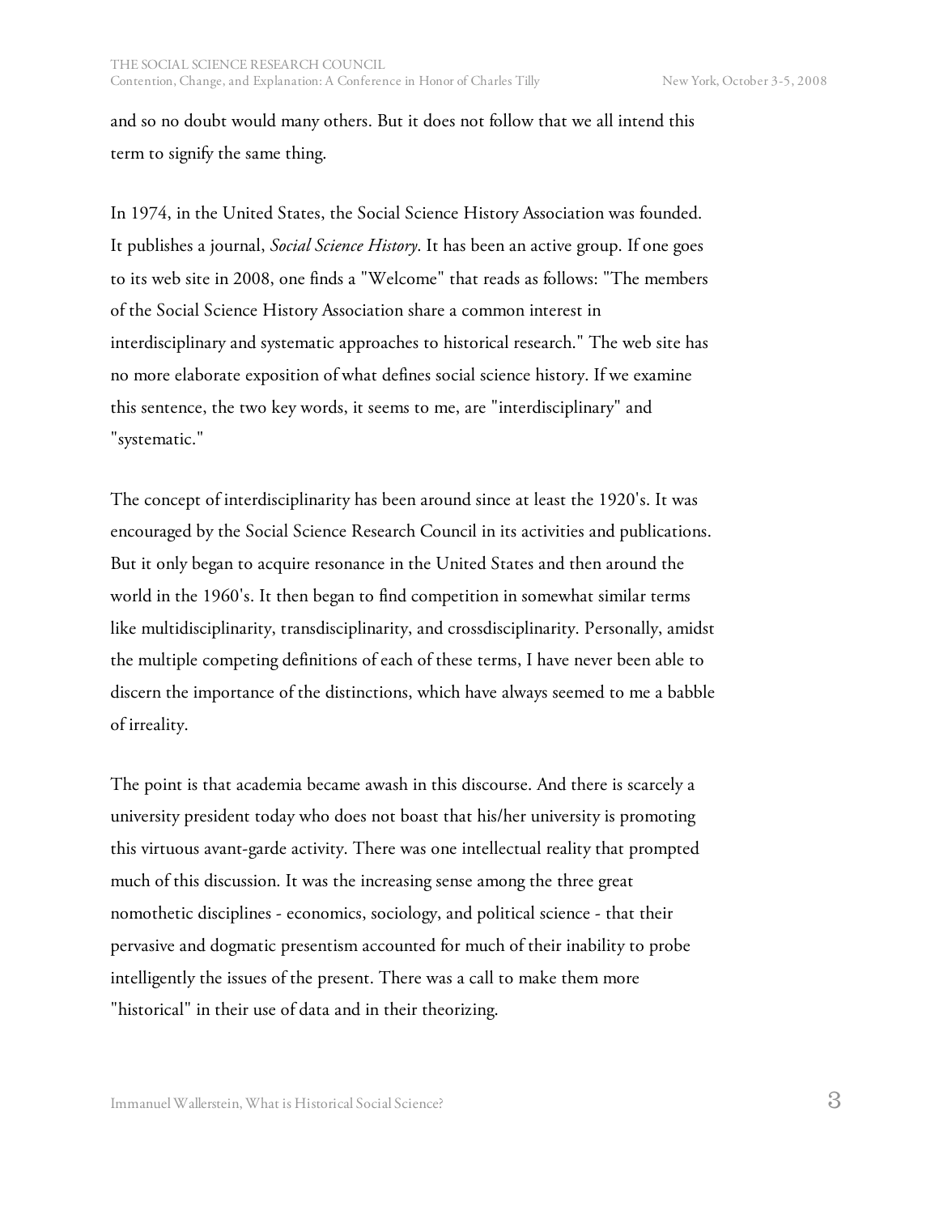and so no doubt would many others. But it does not follow that we all intend this term to signify the same thing.

In 1974, in the United States, the Social Science History Association was founded. It publishes a journal, *Social Science History*. It has been an active group. If one goes to its web site in 2008, one finds a "Welcome" that reads as follows: "The members of the Social Science History Association share a common interest in interdisciplinary and systematic approaches to historical research." The web site has no more elaborate exposition of what defines social science history. If we examine this sentence, the two key words, it seems to me, are "interdisciplinary" and "systematic."

The concept of interdisciplinarity has been around since at least the 1920's. It was encouraged by the Social Science Research Council in its activities and publications. But it only began to acquire resonance in the United States and then around the world in the 1960's. It then began to find competition in somewhat similar terms like multidisciplinarity, transdisciplinarity, and crossdisciplinarity. Personally, amidst the multiple competing definitions of each of these terms, I have never been able to discern the importance of the distinctions, which have always seemed to me a babble of irreality.

The point is that academia became awash in this discourse. And there is scarcely a university president today who does not boast that his/her university is promoting this virtuous avant-garde activity. There was one intellectual reality that prompted much of this discussion. It was the increasing sense among the three great nomothetic disciplines - economics, sociology, and political science - that their pervasive and dogmatic presentism accounted for much of their inability to probe intelligently the issues of the present. There was a call to make them more "historical" in their use of data and in their theorizing.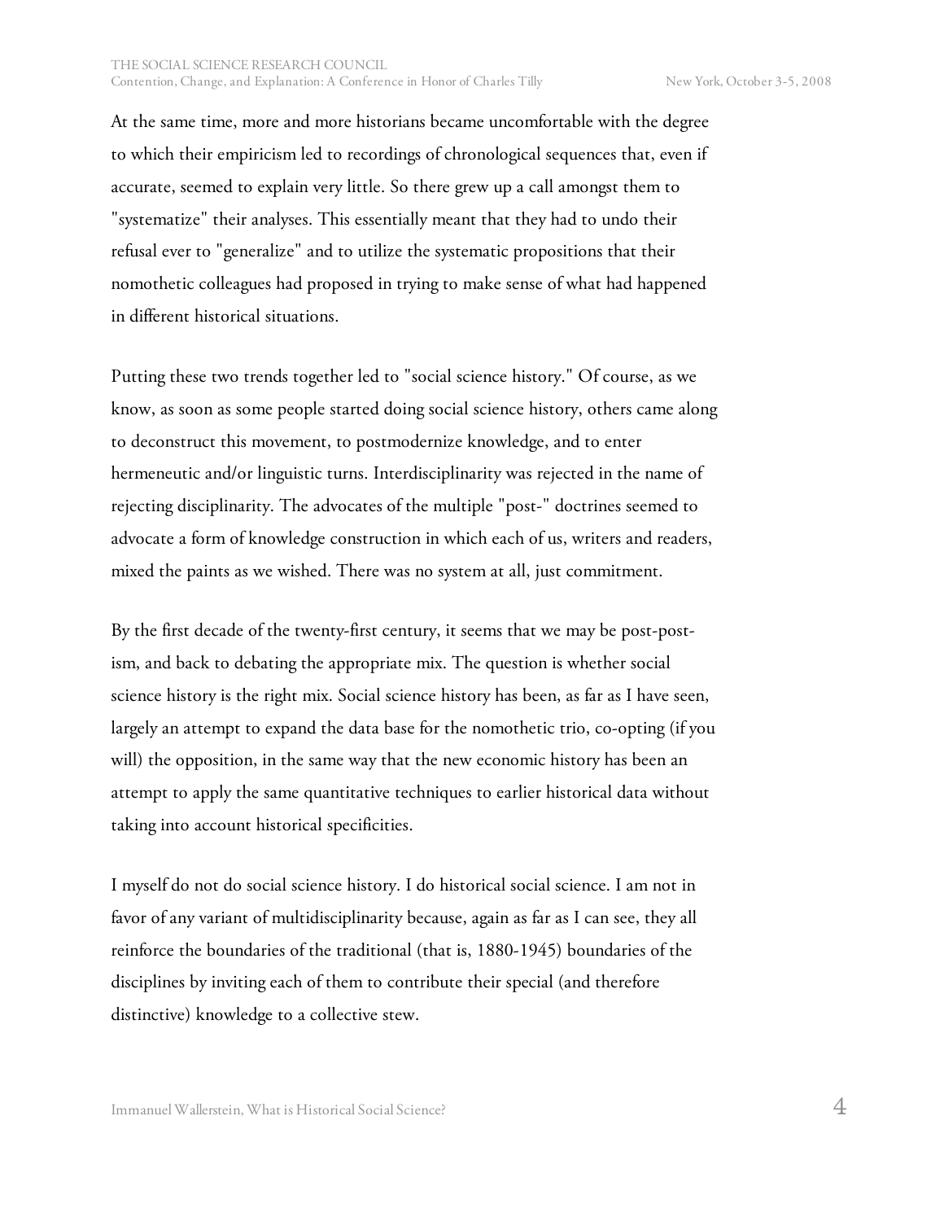At the same time, more and more historians became uncomfortable with the degree to which their empiricism led to recordings of chronological sequences that, even if accurate, seemed to explain very little. So there grew up a call amongst them to "systematize" their analyses. This essentially meant that they had to undo their refusal ever to "generalize" and to utilize the systematic propositions that their nomothetic colleagues had proposed in trying to make sense of what had happened in different historical situations.

Putting these two trends together led to "social science history." Of course, as we know, as soon as some people started doing social science history, others came along to deconstruct this movement, to postmodernize knowledge, and to enter hermeneutic and/or linguistic turns. Interdisciplinarity was rejected in the name of rejecting disciplinarity. The advocates of the multiple "post-" doctrines seemed to advocate a form of knowledge construction in which each of us, writers and readers, mixed the paints as we wished. There was no system at all, just commitment.

By the first decade of the twenty-first century, it seems that we may be post-post-ism, and back to debating the appropriate mix. The question is whether social science history is the right mix. Social science history has been, as far as I have seen, largely an attempt to expand the data base for the nomothetic trio, co-opting (if you will) the opposition, in the same way that the new economic history has been an attempt to apply the same quantitative techniques to earlier historical data without taking into account historical specificities.

I myself do not do social science history. I do historical social science. I am not in favor of any variant of multidisciplinarity because, again as far as I can see, they all reinforce the boundaries of the traditional (that is, 1880-1945) boundaries of the disciplines by inviting each of them to contribute their special (and therefore distinctive) knowledge to a collective stew.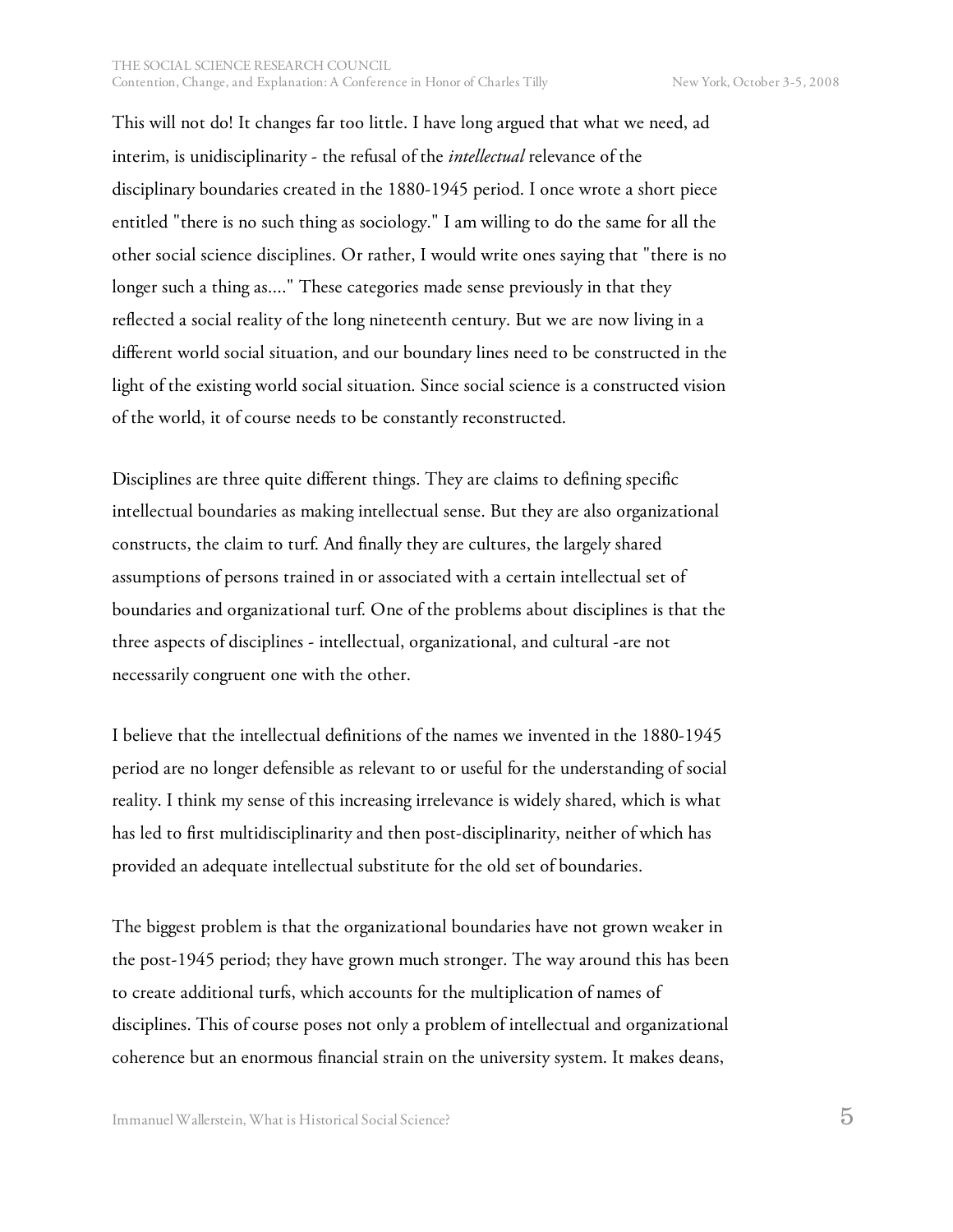This will not do! It changes far too little. I have long argued that what we need, ad interim, is unidisciplinarity - the refusal of the *intellectual* relevance of the disciplinary boundaries created in the 1880-1945 period. I once wrote a short piece entitled "there is no such thing as sociology." I am willing to do the same for all the other social science disciplines. Or rather, I would write ones saying that "there is no longer such a thing as...." These categories made sense previously in that they reflected a social reality of the long nineteenth century. But we are now living in a different world social situation, and our boundary lines need to be constructed in the light of the existing world social situation. Since social science is a constructed vision of the world, it of course needs to be constantly reconstructed.

Disciplines are three quite different things. They are claims to defining specific intellectual boundaries as making intellectual sense. But they are also organizational constructs, the claim to turf. And finally they are cultures, the largely shared assumptions of persons trained in or associated with a certain intellectual set of boundaries and organizational turf. One of the problems about disciplines is that the three aspects of disciplines - intellectual, organizational, and cultural -are not necessarily congruent one with the other.

I believe that the intellectual definitions of the names we invented in the 1880-1945 period are no longer defensible as relevant to or useful for the understanding of social reality. I think my sense of this increasing irrelevance is widely shared, which is what has led to first multidisciplinarity and then post-disciplinarity, neither of which has provided an adequate intellectual substitute for the old set of boundaries.

The biggest problem is that the organizational boundaries have not grown weaker in the post-1945 period; they have grown much stronger. The way around this has been to create additional turfs, which accounts for the multiplication of names of disciplines. This of course poses not only a problem of intellectual and organizational coherence but an enormous financial strain on the university system. It makes deans,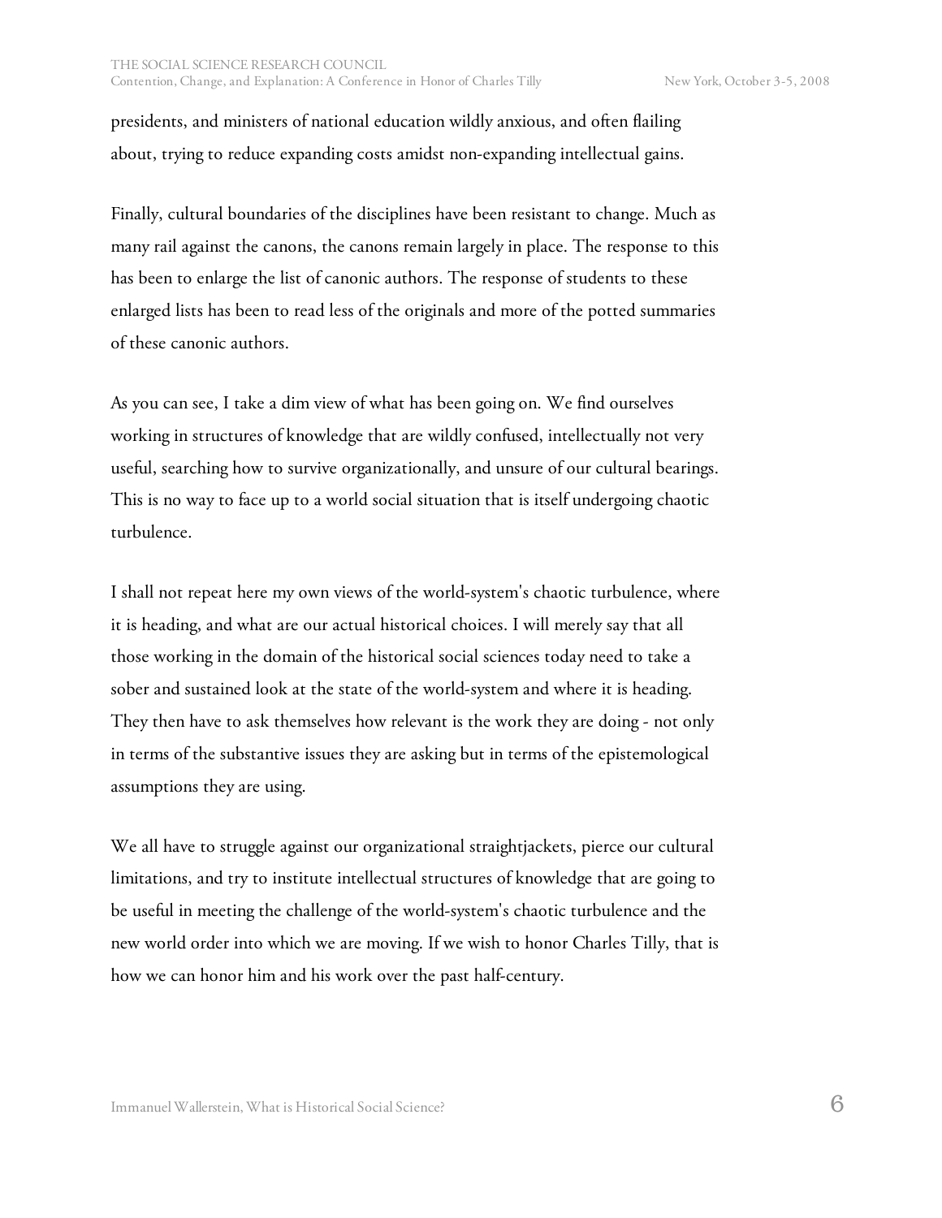presidents, and ministers of national education wildly anxious, and often flailing about, trying to reduce expanding costs amidst non-expanding intellectual gains.

Finally, cultural boundaries of the disciplines have been resistant to change. Much as many rail against the canons, the canons remain largely in place. The response to this has been to enlarge the list of canonic authors. The response of students to these enlarged lists has been to read less of the originals and more of the potted summaries of these canonic authors.

As you can see, I take a dim view of what has been going on. We find ourselves working in structures of knowledge that are wildly confused, intellectually not very useful, searching how to survive organizationally, and unsure of our cultural bearings. This is no way to face up to a world social situation that is itself undergoing chaotic turbulence.

I shall not repeat here my own views of the world-system's chaotic turbulence, where it is heading, and what are our actual historical choices. I will merely say that all those working in the domain of the historical social sciences today need to take a sober and sustained look at the state of the world-system and where it is heading. They then have to ask themselves how relevant is the work they are doing - not only in terms of the substantive issues they are asking but in terms of the epistemological assumptions they are using.

We all have to struggle against our organizational straightjackets, pierce our cultural limitations, and try to institute intellectual structures of knowledge that are going to be useful in meeting the challenge of the world-system's chaotic turbulence and the new world order into which we are moving. If we wish to honor Charles Tilly, that is how we can honor him and his work over the past half-century.